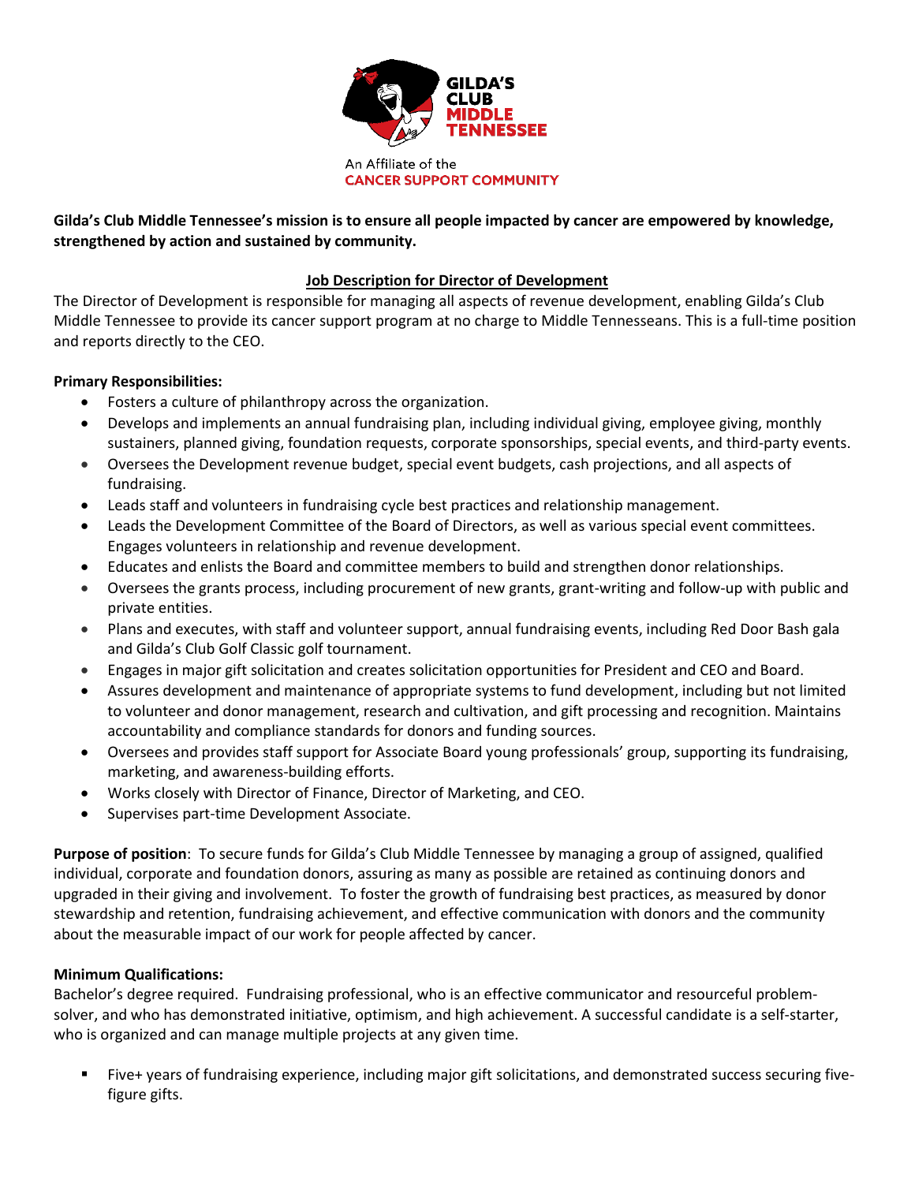GILDA'S CLUB MIDDLE TENNESSEE

An Affiliate of the CANCER SUPPORT COMMUNITY

**Gilda's Club Middle Tennessee's mission is to ensure all people impacted by cancer are empowered by knowledge, strengthened by action and sustained by community.**

## Job Description for Director of Development

The Director of Development is responsible for managing all aspects of revenue development, enabling Gilda's Club Middle Tennessee to provide its cancer support program at no charge to Middle Tennesseans. This is a full-time position and reports directly to the CEO.

**Primary Responsibilities:**

- Fosters a culture of philanthropy across the organization.
- Develops and implements an annual fundraising plan, including individual giving, employee giving, monthly sustainers, planned giving, foundation requests, corporate sponsorships, special events, and third-party events.
- Oversees the Development revenue budget, special event budgets, cash projections, and all aspects of fundraising.
- Leads staff and volunteers in fundraising cycle best practices and relationship management.
- Leads the Development Committee of the Board of Directors, as well as various special event committees. Engages volunteers in relationship and revenue development.
- Educates and enlists the Board and committee members to build and strengthen donor relationships.
- Oversees the grants process, including procurement of new grants, grant-writing and follow-up with public and private entities.
- Plans and executes, with staff and volunteer support, annual fundraising events, including Red Door Bash gala and Gilda's Club Golf Classic golf tournament.
- Engages in major gift solicitation and creates solicitation opportunities for President and CEO and Board.
- Assures development and maintenance of appropriate systems to fund development, including but not limited to volunteer and donor management, research and cultivation, and gift processing and recognition. Maintains accountability and compliance standards for donors and funding sources.
- Oversees and provides staff support for Associate Board young professionals' group, supporting its fundraising, marketing, and awareness-building efforts.
- Works closely with Director of Finance, Director of Marketing, and CEO.
- Supervises part-time Development Associate.

**Purpose of position**: To secure funds for Gilda's Club Middle Tennessee by managing a group of assigned, qualified individual, corporate and foundation donors, assuring as many as possible are retained as continuing donors and upgraded in their giving and involvement. To foster the growth of fundraising best practices, as measured by donor stewardship and retention, fundraising achievement, and effective communication with donors and the community about the measurable impact of our work for people affected by cancer.

**Minimum Qualifications:**

Bachelor's degree required. Fundraising professional, who is an effective communicator and resourceful problem-solver, and who has demonstrated initiative, optimism, and high achievement. A successful candidate is a self-starter, who is organized and can manage multiple projects at any given time.

- Five+ years of fundraising experience, including major gift solicitations, and demonstrated success securing five-figure gifts.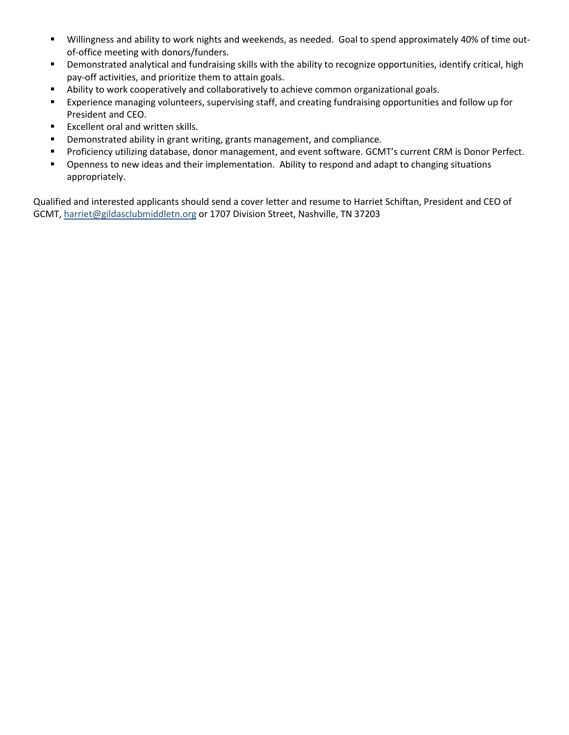- Willingness and ability to work nights and weekends, as needed. Goal to spend approximately 40% of time out-of-office meeting with donors/funders.
- Demonstrated analytical and fundraising skills with the ability to recognize opportunities, identify critical, high pay-off activities, and prioritize them to attain goals.
- Ability to work cooperatively and collaboratively to achieve common organizational goals.
- Experience managing volunteers, supervising staff, and creating fundraising opportunities and follow up for President and CEO.
- Excellent oral and written skills.
- Demonstrated ability in grant writing, grants management, and compliance.
- Proficiency utilizing database, donor management, and event software. GCMT's current CRM is Donor Perfect.
- Openness to new ideas and their implementation. Ability to respond and adapt to changing situations appropriately.

Qualified and interested applicants should send a cover letter and resume to Harriet Schiftan, President and CEO of GCMT, harriet@gildasclubmiddletn.org or 1707 Division Street, Nashville, TN 37203